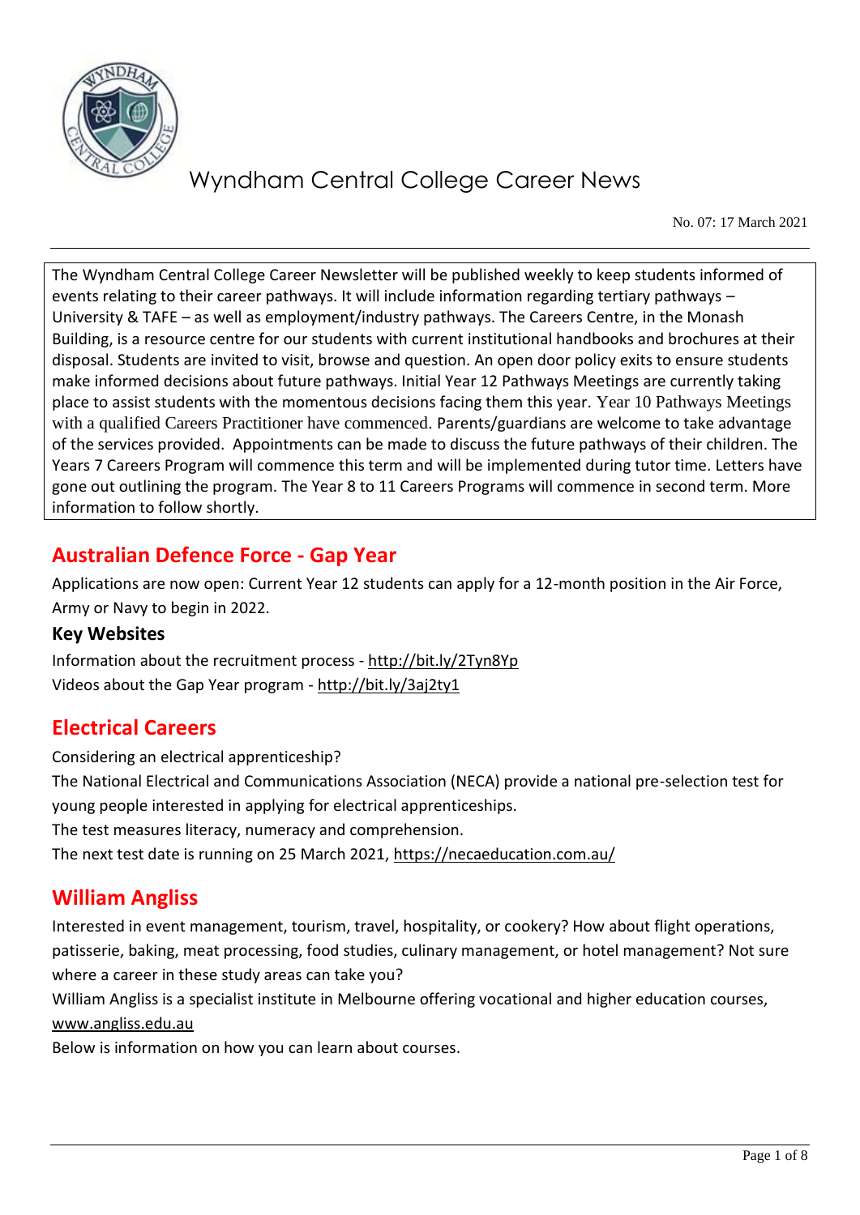# Wyndham Central College Career News

No. 07: 17 March 2021

The Wyndham Central College Career Newsletter will be published weekly to keep students informed of events relating to their career pathways. It will include information regarding tertiary pathways – University & TAFE – as well as employment/industry pathways. The Careers Centre, in the Monash Building, is a resource centre for our students with current institutional handbooks and brochures at their disposal. Students are invited to visit, browse and question. An open door policy exits to ensure students make informed decisions about future pathways. Initial Year 12 Pathways Meetings are currently taking place to assist students with the momentous decisions facing them this year. Year 10 Pathways Meetings with a qualified Careers Practitioner have commenced. Parents/guardians are welcome to take advantage of the services provided. Appointments can be made to discuss the future pathways of their children. The Years 7 Careers Program will commence this term and will be implemented during tutor time. Letters have gone out outlining the program. The Year 8 to 11 Careers Programs will commence in second term. More information to follow shortly.

## Australian Defence Force - Gap Year

Applications are now open: Current Year 12 students can apply for a 12-month position in the Air Force, Army or Navy to begin in 2022.

### Key Websites

Information about the recruitment process - http://bit.ly/2Tyn8Yp
Videos about the Gap Year program - http://bit.ly/3aj2ty1

## Electrical Careers

Considering an electrical apprenticeship?
The National Electrical and Communications Association (NECA) provide a national pre-selection test for young people interested in applying for electrical apprenticeships.
The test measures literacy, numeracy and comprehension.
The next test date is running on 25 March 2021, https://necaeducation.com.au/

## William Angliss

Interested in event management, tourism, travel, hospitality, or cookery? How about flight operations, patisserie, baking, meat processing, food studies, culinary management, or hotel management? Not sure where a career in these study areas can take you?
William Angliss is a specialist institute in Melbourne offering vocational and higher education courses, www.angliss.edu.au
Below is information on how you can learn about courses.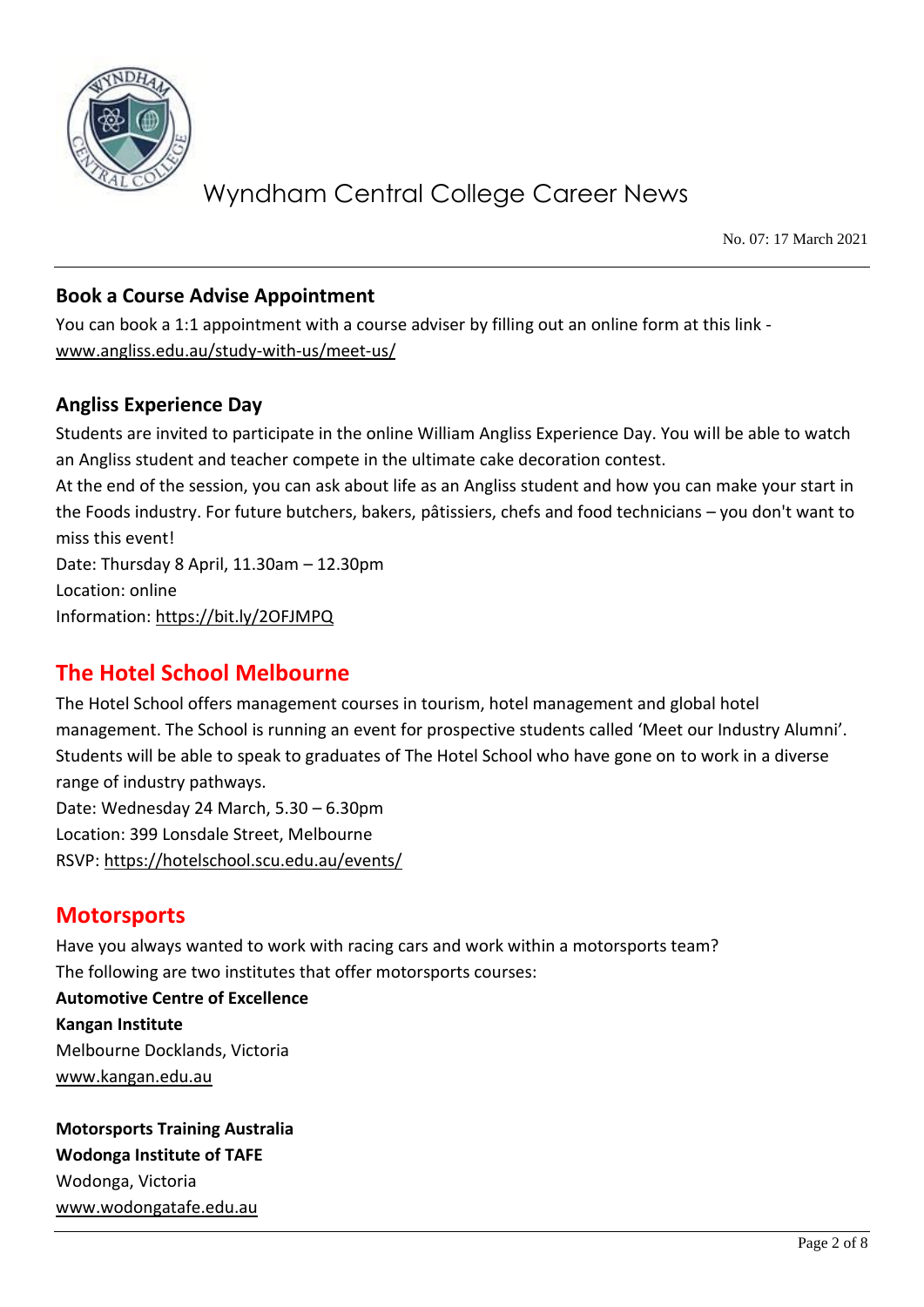## Book a Course Advise Appointment

You can book a 1:1 appointment with a course adviser by filling out an online form at this link - www.angliss.edu.au/study-with-us/meet-us/

## Angliss Experience Day

Students are invited to participate in the online William Angliss Experience Day. You will be able to watch an Angliss student and teacher compete in the ultimate cake decoration contest.

At the end of the session, you can ask about life as an Angliss student and how you can make your start in the Foods industry. For future butchers, bakers, pâtissiers, chefs and food technicians – you don't want to miss this event!

Date: Thursday 8 April, 11.30am – 12.30pm

Location: online

Information: https://bit.ly/2OFJMPQ

# The Hotel School Melbourne

The Hotel School offers management courses in tourism, hotel management and global hotel management. The School is running an event for prospective students called 'Meet our Industry Alumni'. Students will be able to speak to graduates of The Hotel School who have gone on to work in a diverse range of industry pathways.

Date: Wednesday 24 March, 5.30 – 6.30pm

Location: 399 Lonsdale Street, Melbourne

RSVP: https://hotelschool.scu.edu.au/events/

# Motorsports

Have you always wanted to work with racing cars and work within a motorsports team?

The following are two institutes that offer motorsports courses:

**Automotive Centre of Excellence**
**Kangan Institute**
Melbourne Docklands, Victoria
www.kangan.edu.au

**Motorsports Training Australia**
**Wodonga Institute of TAFE**
Wodonga, Victoria
www.wodongatafe.edu.au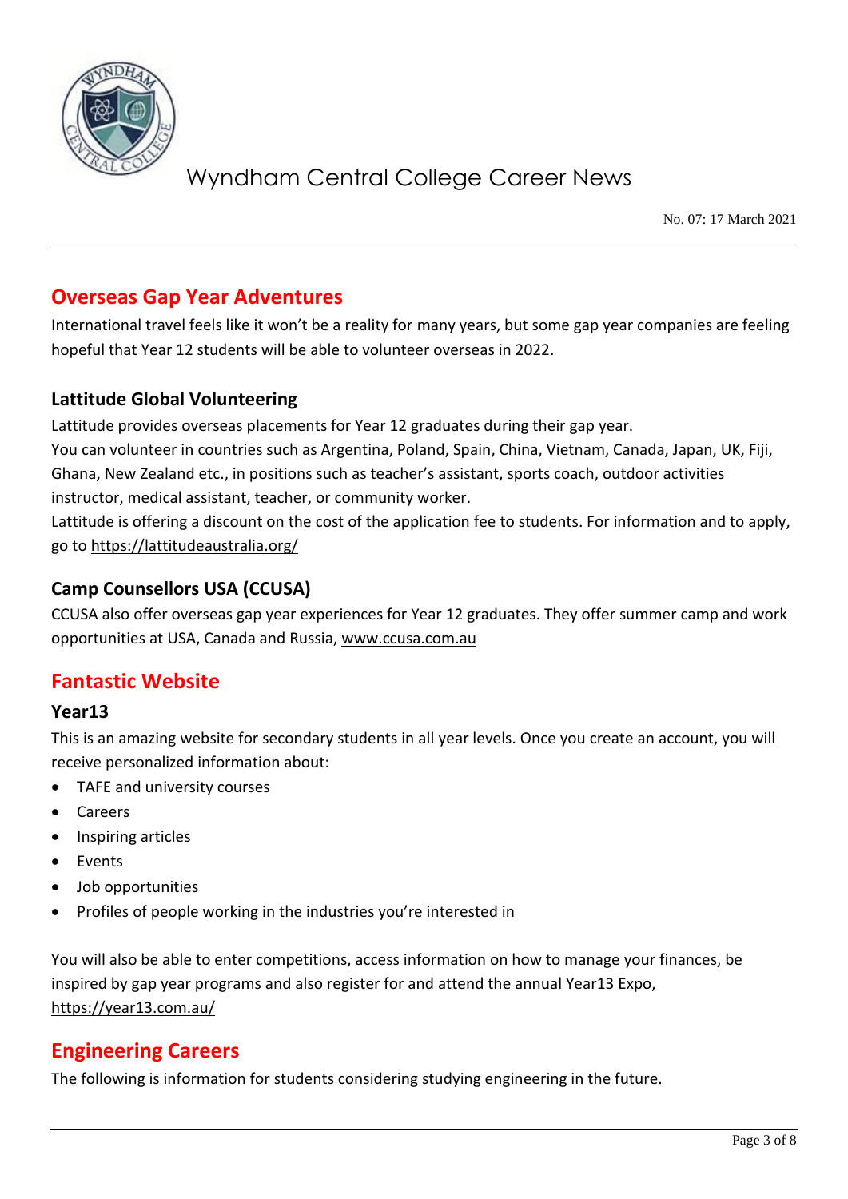## Overseas Gap Year Adventures

International travel feels like it won't be a reality for many years, but some gap year companies are feeling hopeful that Year 12 students will be able to volunteer overseas in 2022.

### Lattitude Global Volunteering

Lattitude provides overseas placements for Year 12 graduates during their gap year.
You can volunteer in countries such as Argentina, Poland, Spain, China, Vietnam, Canada, Japan, UK, Fiji, Ghana, New Zealand etc., in positions such as teacher's assistant, sports coach, outdoor activities instructor, medical assistant, teacher, or community worker.
Lattitude is offering a discount on the cost of the application fee to students. For information and to apply, go to https://lattitudeaustralia.org/

### Camp Counsellors USA (CCUSA)

CCUSA also offer overseas gap year experiences for Year 12 graduates. They offer summer camp and work opportunities at USA, Canada and Russia, www.ccusa.com.au

## Fantastic Website

### Year13

This is an amazing website for secondary students in all year levels. Once you create an account, you will receive personalized information about:

- TAFE and university courses
- Careers
- Inspiring articles
- Events
- Job opportunities
- Profiles of people working in the industries you're interested in

You will also be able to enter competitions, access information on how to manage your finances, be inspired by gap year programs and also register for and attend the annual Year13 Expo, https://year13.com.au/

## Engineering Careers

The following is information for students considering studying engineering in the future.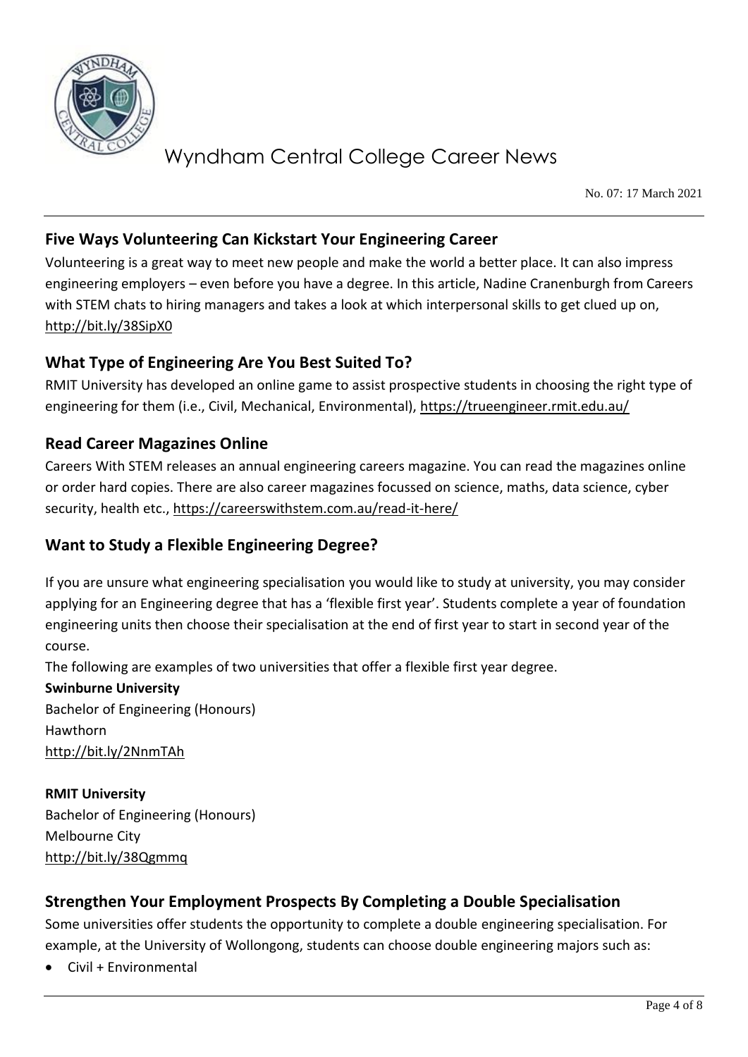## Five Ways Volunteering Can Kickstart Your Engineering Career

Volunteering is a great way to meet new people and make the world a better place. It can also impress engineering employers – even before you have a degree. In this article, Nadine Cranenburgh from Careers with STEM chats to hiring managers and takes a look at which interpersonal skills to get clued up on, http://bit.ly/38SipX0

## What Type of Engineering Are You Best Suited To?

RMIT University has developed an online game to assist prospective students in choosing the right type of engineering for them (i.e., Civil, Mechanical, Environmental), https://trueengineer.rmit.edu.au/

## Read Career Magazines Online

Careers With STEM releases an annual engineering careers magazine. You can read the magazines online or order hard copies. There are also career magazines focussed on science, maths, data science, cyber security, health etc., https://careerswithstem.com.au/read-it-here/

## Want to Study a Flexible Engineering Degree?

If you are unsure what engineering specialisation you would like to study at university, you may consider applying for an Engineering degree that has a 'flexible first year'. Students complete a year of foundation engineering units then choose their specialisation at the end of first year to start in second year of the course.

The following are examples of two universities that offer a flexible first year degree.

**Swinburne University**
Bachelor of Engineering (Honours)
Hawthorn
http://bit.ly/2NnmTAh

**RMIT University**
Bachelor of Engineering (Honours)
Melbourne City
http://bit.ly/38Qgmmq

## Strengthen Your Employment Prospects By Completing a Double Specialisation

Some universities offer students the opportunity to complete a double engineering specialisation. For example, at the University of Wollongong, students can choose double engineering majors such as:

- Civil + Environmental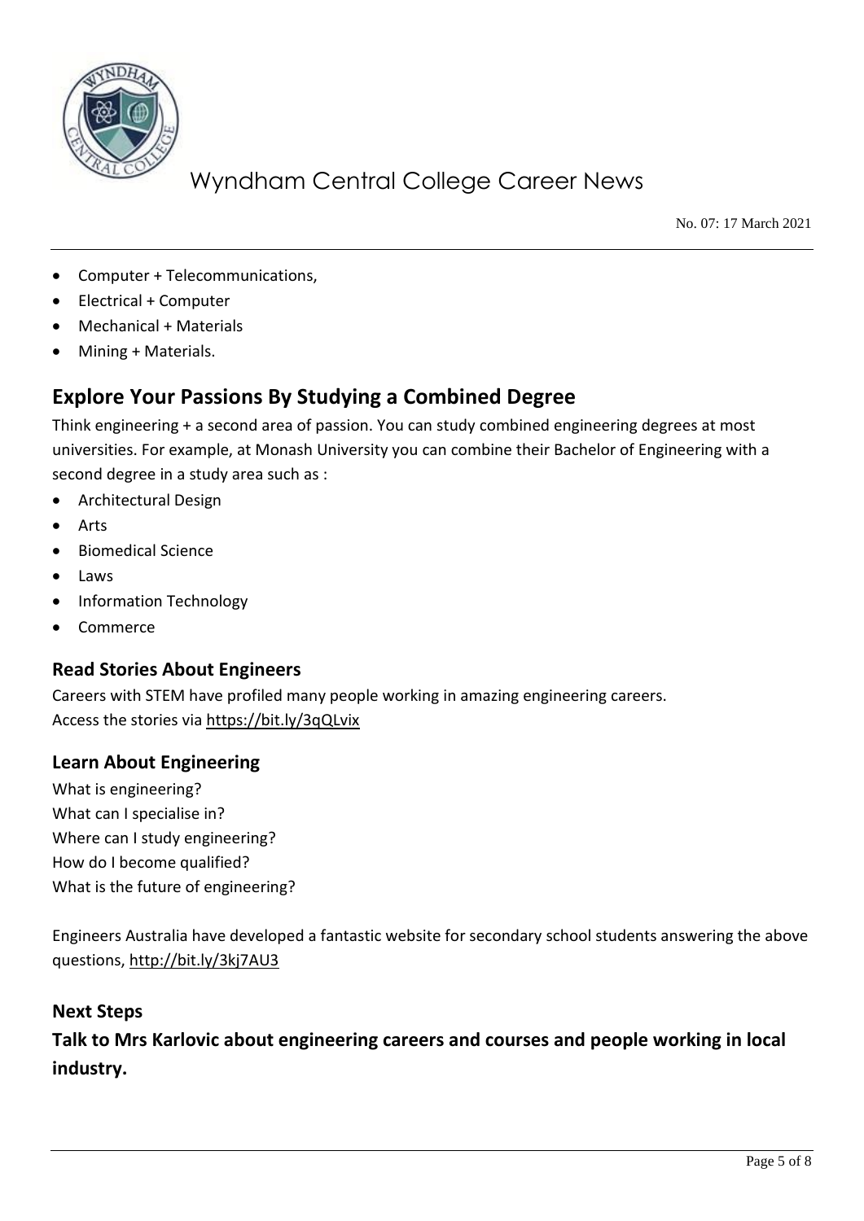- Computer + Telecommunications,
- Electrical + Computer
- Mechanical + Materials
- Mining + Materials.

## Explore Your Passions By Studying a Combined Degree

Think engineering + a second area of passion. You can study combined engineering degrees at most universities. For example, at Monash University you can combine their Bachelor of Engineering with a second degree in a study area such as :

- Architectural Design
- Arts
- Biomedical Science
- Laws
- Information Technology
- Commerce

### Read Stories About Engineers

Careers with STEM have profiled many people working in amazing engineering careers.
Access the stories via https://bit.ly/3qQLvix

### Learn About Engineering

What is engineering?
What can I specialise in?
Where can I study engineering?
How do I become qualified?
What is the future of engineering?

Engineers Australia have developed a fantastic website for secondary school students answering the above questions, http://bit.ly/3kj7AU3

### Next Steps

**Talk to Mrs Karlovic about engineering careers and courses and people working in local industry.**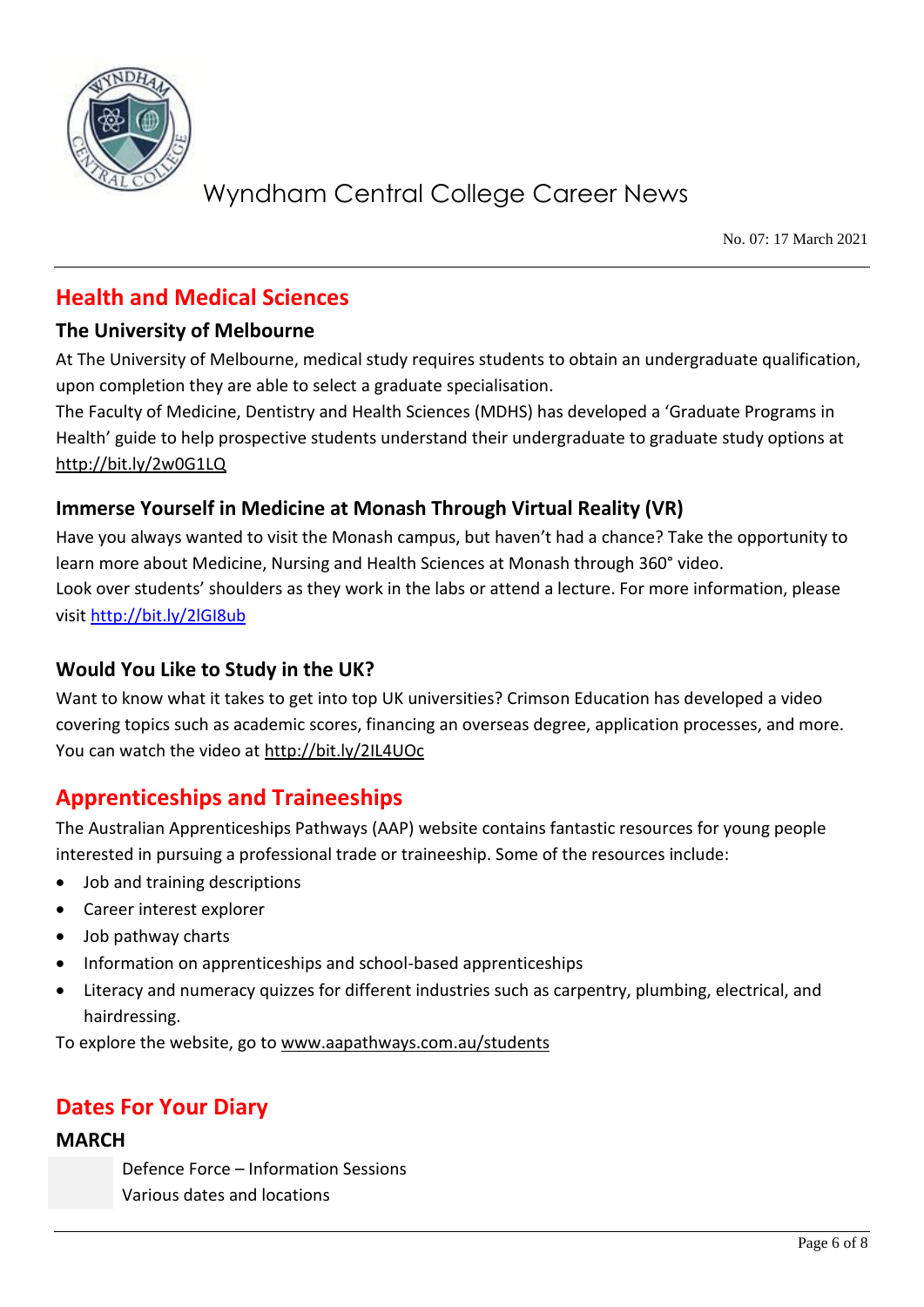## Health and Medical Sciences

### The University of Melbourne

At The University of Melbourne, medical study requires students to obtain an undergraduate qualification, upon completion they are able to select a graduate specialisation.

The Faculty of Medicine, Dentistry and Health Sciences (MDHS) has developed a 'Graduate Programs in Health' guide to help prospective students understand their undergraduate to graduate study options at http://bit.ly/2w0G1LQ

### Immerse Yourself in Medicine at Monash Through Virtual Reality (VR)

Have you always wanted to visit the Monash campus, but haven't had a chance? Take the opportunity to learn more about Medicine, Nursing and Health Sciences at Monash through 360° video.

Look over students' shoulders as they work in the labs or attend a lecture. For more information, please visit http://bit.ly/2lGI8ub

### Would You Like to Study in the UK?

Want to know what it takes to get into top UK universities? Crimson Education has developed a video covering topics such as academic scores, financing an overseas degree, application processes, and more. You can watch the video at http://bit.ly/2IL4UOc

## Apprenticeships and Traineeships

The Australian Apprenticeships Pathways (AAP) website contains fantastic resources for young people interested in pursuing a professional trade or traineeship. Some of the resources include:

- Job and training descriptions
- Career interest explorer
- Job pathway charts
- Information on apprenticeships and school-based apprenticeships
- Literacy and numeracy quizzes for different industries such as carpentry, plumbing, electrical, and hairdressing.

To explore the website, go to www.aapathways.com.au/students

## Dates For Your Diary

### MARCH

Defence Force – Information Sessions
Various dates and locations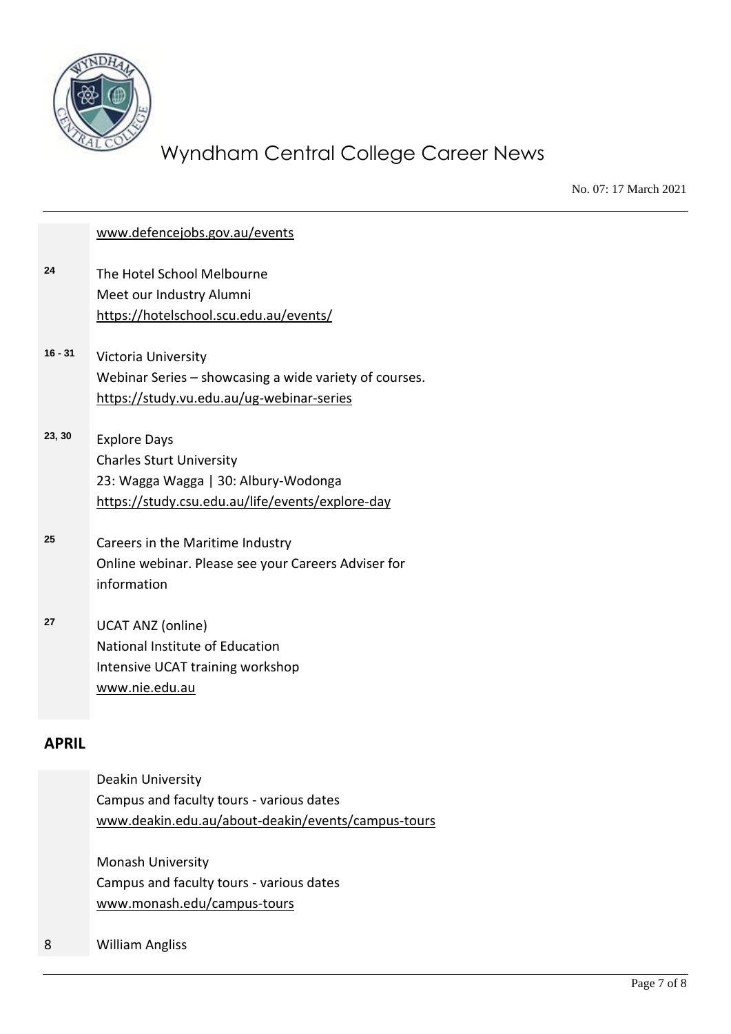www.defencejobs.gov.au/events

| | |
|---|---|
| **24** | The Hotel School Melbourne<br>Meet our Industry Alumni<br>https://hotelschool.scu.edu.au/events/ |
| **16 - 31** | Victoria University<br>Webinar Series – showcasing a wide variety of courses.<br>https://study.vu.edu.au/ug-webinar-series |
| **23, 30** | Explore Days<br>Charles Sturt University<br>23: Wagga Wagga \| 30: Albury-Wodonga<br>https://study.csu.edu.au/life/events/explore-day |
| **25** | Careers in the Maritime Industry<br>Online webinar. Please see your Careers Adviser for information |
| **27** | UCAT ANZ (online)<br>National Institute of Education<br>Intensive UCAT training workshop<br>www.nie.edu.au |

## APRIL

| | |
|---|---|
| | Deakin University<br>Campus and faculty tours - various dates<br>www.deakin.edu.au/about-deakin/events/campus-tours |
| | Monash University<br>Campus and faculty tours - various dates<br>www.monash.edu/campus-tours |
| 8 | William Angliss |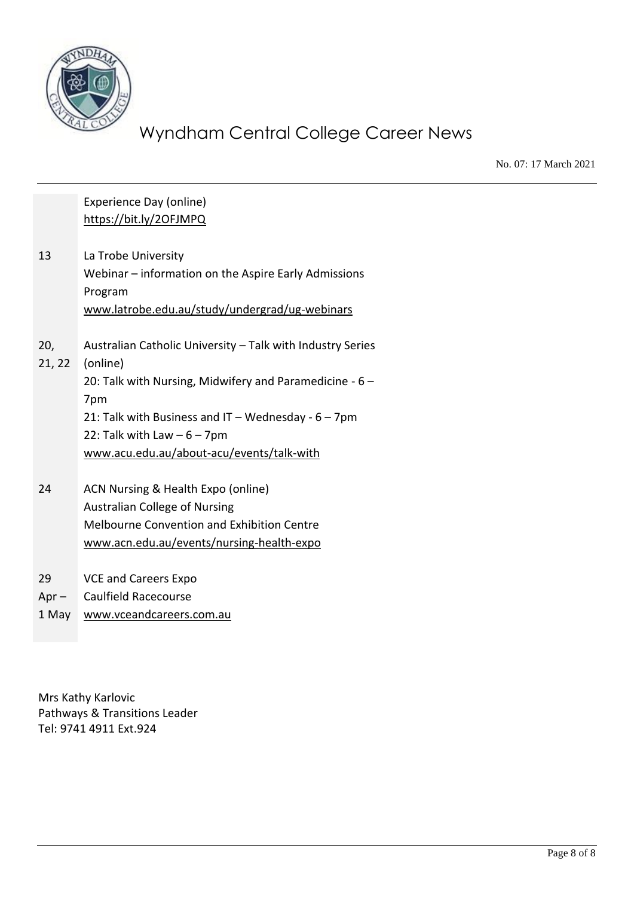| | |
|---|---|
| | Experience Day (online)<br>https://bit.ly/2OFJMPQ |
| 13 | La Trobe University<br>Webinar – information on the Aspire Early Admissions Program<br>www.latrobe.edu.au/study/undergrad/ug-webinars |
| 20, 21, 22 | Australian Catholic University – Talk with Industry Series (online)<br>20: Talk with Nursing, Midwifery and Paramedicine - 6 – 7pm<br>21: Talk with Business and IT – Wednesday - 6 – 7pm<br>22: Talk with Law – 6 – 7pm<br>www.acu.edu.au/about-acu/events/talk-with |
| 24 | ACN Nursing & Health Expo (online)<br>Australian College of Nursing<br>Melbourne Convention and Exhibition Centre<br>www.acn.edu.au/events/nursing-health-expo |
| 29 Apr – 1 May | VCE and Careers Expo<br>Caulfield Racecourse<br>www.vceandcareers.com.au |

Mrs Kathy Karlovic
Pathways & Transitions Leader
Tel: 9741 4911 Ext.924